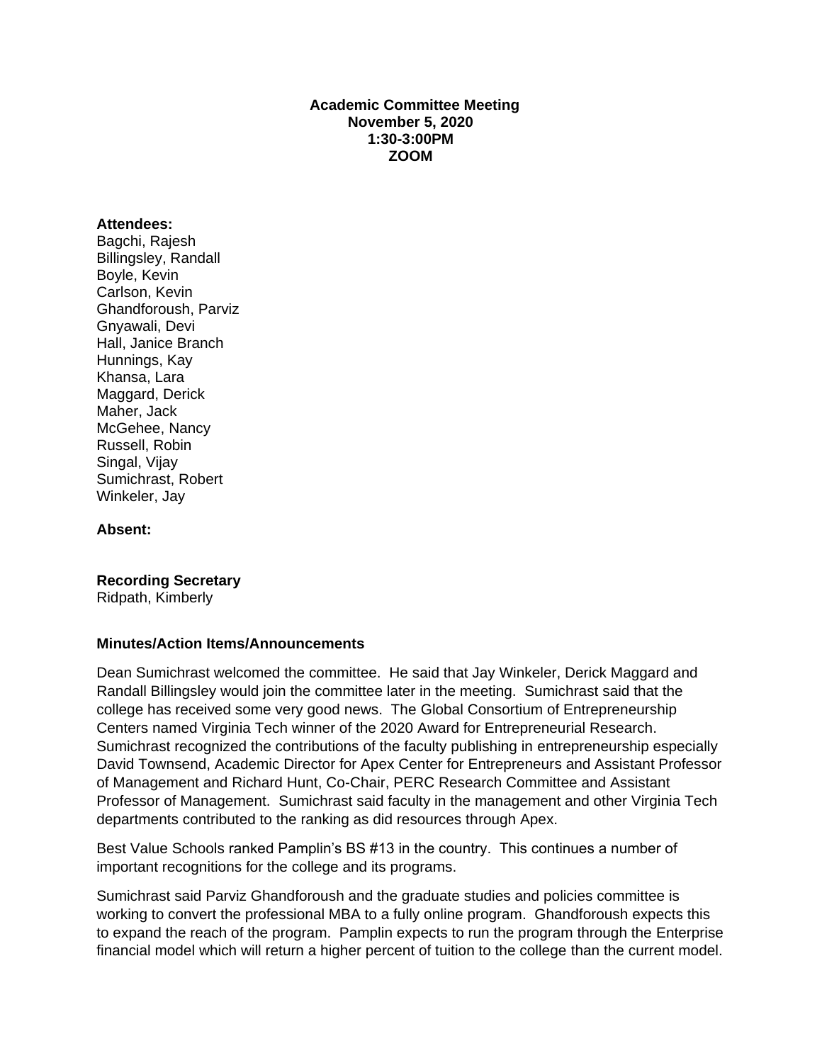**Academic Committee Meeting**
**November 5, 2020**
**1:30-3:00PM**
**ZOOM**

**Attendees:**
Bagchi, Rajesh
Billingsley, Randall
Boyle, Kevin
Carlson, Kevin
Ghandforoush, Parviz
Gnyawali, Devi
Hall, Janice Branch
Hunnings, Kay
Khansa, Lara
Maggard, Derick
Maher, Jack
McGehee, Nancy
Russell, Robin
Singal, Vijay
Sumichrast, Robert
Winkeler, Jay

**Absent:**

**Recording Secretary**
Ridpath, Kimberly

**Minutes/Action Items/Announcements**

Dean Sumichrast welcomed the committee. He said that Jay Winkeler, Derick Maggard and Randall Billingsley would join the committee later in the meeting. Sumichrast said that the college has received some very good news. The Global Consortium of Entrepreneurship Centers named Virginia Tech winner of the 2020 Award for Entrepreneurial Research. Sumichrast recognized the contributions of the faculty publishing in entrepreneurship especially David Townsend, Academic Director for Apex Center for Entrepreneurs and Assistant Professor of Management and Richard Hunt, Co-Chair, PERC Research Committee and Assistant Professor of Management. Sumichrast said faculty in the management and other Virginia Tech departments contributed to the ranking as did resources through Apex.

Best Value Schools ranked Pamplin's BS #13 in the country. This continues a number of important recognitions for the college and its programs.

Sumichrast said Parviz Ghandforoush and the graduate studies and policies committee is working to convert the professional MBA to a fully online program. Ghandforoush expects this to expand the reach of the program. Pamplin expects to run the program through the Enterprise financial model which will return a higher percent of tuition to the college than the current model.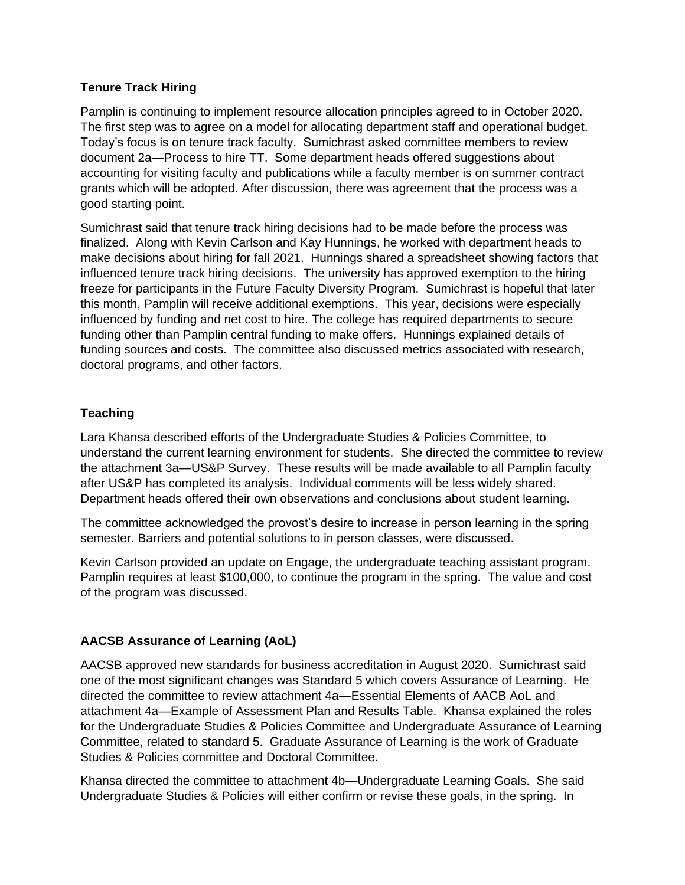**Tenure Track Hiring**

Pamplin is continuing to implement resource allocation principles agreed to in October 2020. The first step was to agree on a model for allocating department staff and operational budget. Today's focus is on tenure track faculty. Sumichrast asked committee members to review document 2a—Process to hire TT. Some department heads offered suggestions about accounting for visiting faculty and publications while a faculty member is on summer contract grants which will be adopted. After discussion, there was agreement that the process was a good starting point.

Sumichrast said that tenure track hiring decisions had to be made before the process was finalized. Along with Kevin Carlson and Kay Hunnings, he worked with department heads to make decisions about hiring for fall 2021. Hunnings shared a spreadsheet showing factors that influenced tenure track hiring decisions. The university has approved exemption to the hiring freeze for participants in the Future Faculty Diversity Program. Sumichrast is hopeful that later this month, Pamplin will receive additional exemptions. This year, decisions were especially influenced by funding and net cost to hire. The college has required departments to secure funding other than Pamplin central funding to make offers. Hunnings explained details of funding sources and costs. The committee also discussed metrics associated with research, doctoral programs, and other factors.

**Teaching**

Lara Khansa described efforts of the Undergraduate Studies & Policies Committee, to understand the current learning environment for students. She directed the committee to review the attachment 3a—US&P Survey. These results will be made available to all Pamplin faculty after US&P has completed its analysis. Individual comments will be less widely shared. Department heads offered their own observations and conclusions about student learning.

The committee acknowledged the provost's desire to increase in person learning in the spring semester. Barriers and potential solutions to in person classes, were discussed.

Kevin Carlson provided an update on Engage, the undergraduate teaching assistant program. Pamplin requires at least $100,000, to continue the program in the spring. The value and cost of the program was discussed.

**AACSB Assurance of Learning (AoL)**

AACSB approved new standards for business accreditation in August 2020. Sumichrast said one of the most significant changes was Standard 5 which covers Assurance of Learning. He directed the committee to review attachment 4a—Essential Elements of AACB AoL and attachment 4a—Example of Assessment Plan and Results Table. Khansa explained the roles for the Undergraduate Studies & Policies Committee and Undergraduate Assurance of Learning Committee, related to standard 5. Graduate Assurance of Learning is the work of Graduate Studies & Policies committee and Doctoral Committee.

Khansa directed the committee to attachment 4b—Undergraduate Learning Goals. She said Undergraduate Studies & Policies will either confirm or revise these goals, in the spring. In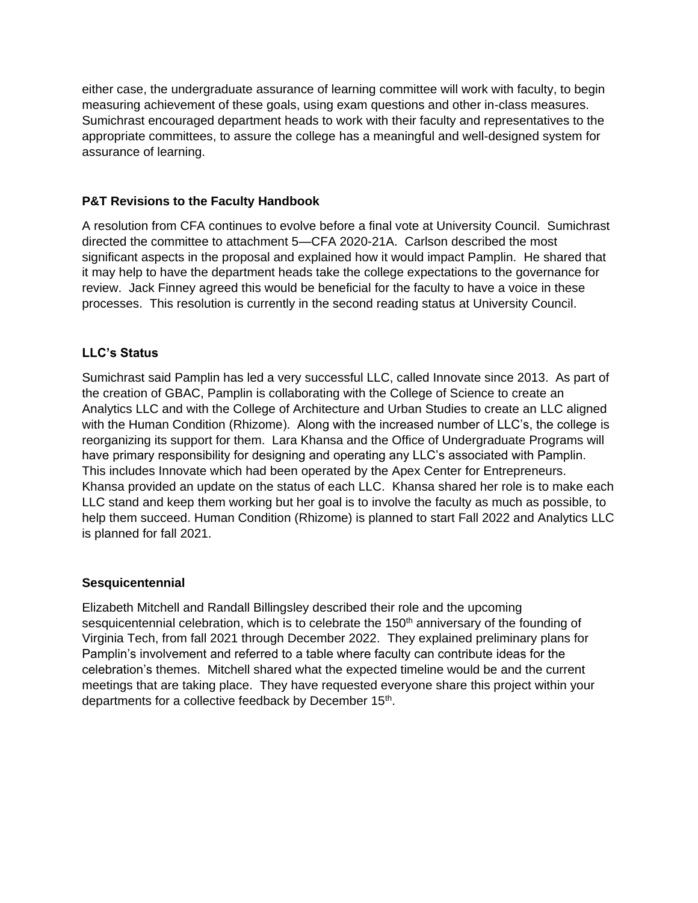either case, the undergraduate assurance of learning committee will work with faculty, to begin measuring achievement of these goals, using exam questions and other in-class measures. Sumichrast encouraged department heads to work with their faculty and representatives to the appropriate committees, to assure the college has a meaningful and well-designed system for assurance of learning.

**P&T Revisions to the Faculty Handbook**

A resolution from CFA continues to evolve before a final vote at University Council. Sumichrast directed the committee to attachment 5—CFA 2020-21A. Carlson described the most significant aspects in the proposal and explained how it would impact Pamplin. He shared that it may help to have the department heads take the college expectations to the governance for review. Jack Finney agreed this would be beneficial for the faculty to have a voice in these processes. This resolution is currently in the second reading status at University Council.

**LLC's Status**

Sumichrast said Pamplin has led a very successful LLC, called Innovate since 2013. As part of the creation of GBAC, Pamplin is collaborating with the College of Science to create an Analytics LLC and with the College of Architecture and Urban Studies to create an LLC aligned with the Human Condition (Rhizome). Along with the increased number of LLC's, the college is reorganizing its support for them. Lara Khansa and the Office of Undergraduate Programs will have primary responsibility for designing and operating any LLC's associated with Pamplin. This includes Innovate which had been operated by the Apex Center for Entrepreneurs. Khansa provided an update on the status of each LLC. Khansa shared her role is to make each LLC stand and keep them working but her goal is to involve the faculty as much as possible, to help them succeed. Human Condition (Rhizome) is planned to start Fall 2022 and Analytics LLC is planned for fall 2021.

**Sesquicentennial**

Elizabeth Mitchell and Randall Billingsley described their role and the upcoming sesquicentennial celebration, which is to celebrate the 150th anniversary of the founding of Virginia Tech, from fall 2021 through December 2022. They explained preliminary plans for Pamplin's involvement and referred to a table where faculty can contribute ideas for the celebration's themes. Mitchell shared what the expected timeline would be and the current meetings that are taking place. They have requested everyone share this project within your departments for a collective feedback by December 15th.